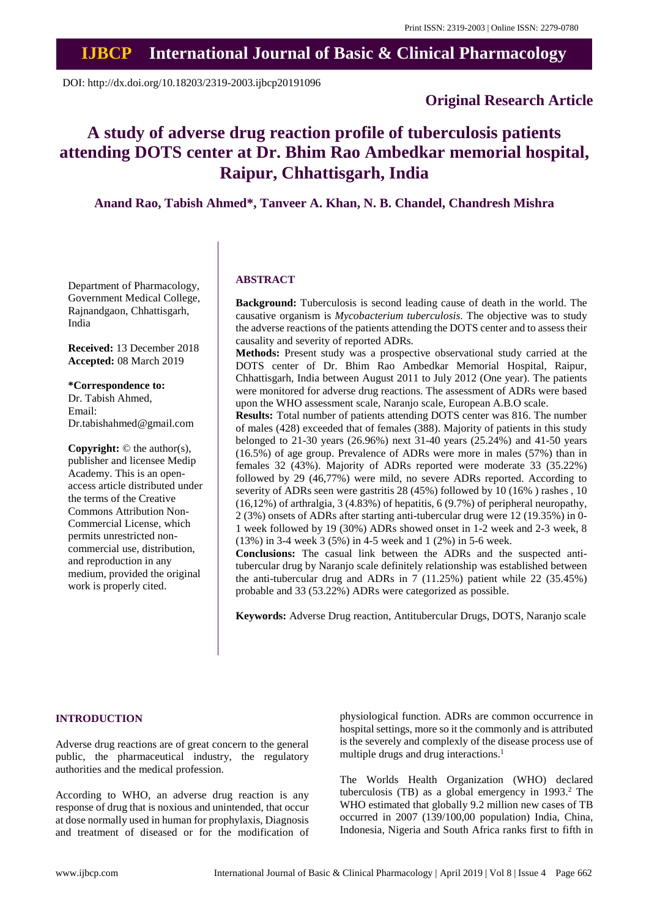Print ISSN: 2319-2003 | Online ISSN: 2279-0780

# IJBCP International Journal of Basic & Clinical Pharmacology

DOI: http://dx.doi.org/10.18203/2319-2003.ijbcp20191096

**Original Research Article**

# A study of adverse drug reaction profile of tuberculosis patients attending DOTS center at Dr. Bhim Rao Ambedkar memorial hospital, Raipur, Chhattisgarh, India

**Anand Rao, Tabish Ahmed\*, Tanveer A. Khan, N. B. Chandel, Chandresh Mishra**

Department of Pharmacology, Government Medical College, Rajnandgaon, Chhattisgarh, India

**Received:** 13 December 2018
**Accepted:** 08 March 2019

**\*Correspondence to:**
Dr. Tabish Ahmed,
Email: Dr.tabishahmed@gmail.com

**Copyright:** © the author(s), publisher and licensee Medip Academy. This is an open-access article distributed under the terms of the Creative Commons Attribution Non-Commercial License, which permits unrestricted non-commercial use, distribution, and reproduction in any medium, provided the original work is properly cited.

## ABSTRACT

**Background:** Tuberculosis is second leading cause of death in the world. The causative organism is *Mycobacterium tuberculosis.* The objective was to study the adverse reactions of the patients attending the DOTS center and to assess their causality and severity of reported ADRs.

**Methods:** Present study was a prospective observational study carried at the DOTS center of Dr. Bhim Rao Ambedkar Memorial Hospital, Raipur, Chhattisgarh, India between August 2011 to July 2012 (One year). The patients were monitored for adverse drug reactions. The assessment of ADRs were based upon the WHO assessment scale, Naranjo scale, European A.B.O scale.

**Results:** Total number of patients attending DOTS center was 816. The number of males (428) exceeded that of females (388). Majority of patients in this study belonged to 21-30 years (26.96%) next 31-40 years (25.24%) and 41-50 years (16.5%) of age group. Prevalence of ADRs were more in males (57%) than in females 32 (43%). Majority of ADRs reported were moderate 33 (35.22%) followed by 29 (46,77%) were mild, no severe ADRs reported. According to severity of ADRs seen were gastritis 28 (45%) followed by 10 (16% ) rashes , 10 (16,12%) of arthralgia, 3 (4.83%) of hepatitis, 6 (9.7%) of peripheral neuropathy, 2 (3%) onsets of ADRs after starting anti-tubercular drug were 12 (19.35%) in 0-1 week followed by 19 (30%) ADRs showed onset in 1-2 week and 2-3 week, 8 (13%) in 3-4 week 3 (5%) in 4-5 week and 1 (2%) in 5-6 week.

**Conclusions:** The casual link between the ADRs and the suspected anti-tubercular drug by Naranjo scale definitely relationship was established between the anti-tubercular drug and ADRs in 7 (11.25%) patient while 22 (35.45%) probable and 33 (53.22%) ADRs were categorized as possible.

**Keywords:** Adverse Drug reaction, Antitubercular Drugs, DOTS, Naranjo scale

## INTRODUCTION

Adverse drug reactions are of great concern to the general public, the pharmaceutical industry, the regulatory authorities and the medical profession.

According to WHO, an adverse drug reaction is any response of drug that is noxious and unintended, that occur at dose normally used in human for prophylaxis, Diagnosis and treatment of diseased or for the modification of physiological function. ADRs are common occurrence in hospital settings, more so it the commonly and is attributed is the severely and complexly of the disease process use of multiple drugs and drug interactions.[1]

The Worlds Health Organization (WHO) declared tuberculosis (TB) as a global emergency in 1993.[2] The WHO estimated that globally 9.2 million new cases of TB occurred in 2007 (139/100,00 population) India, China, Indonesia, Nigeria and South Africa ranks first to fifth in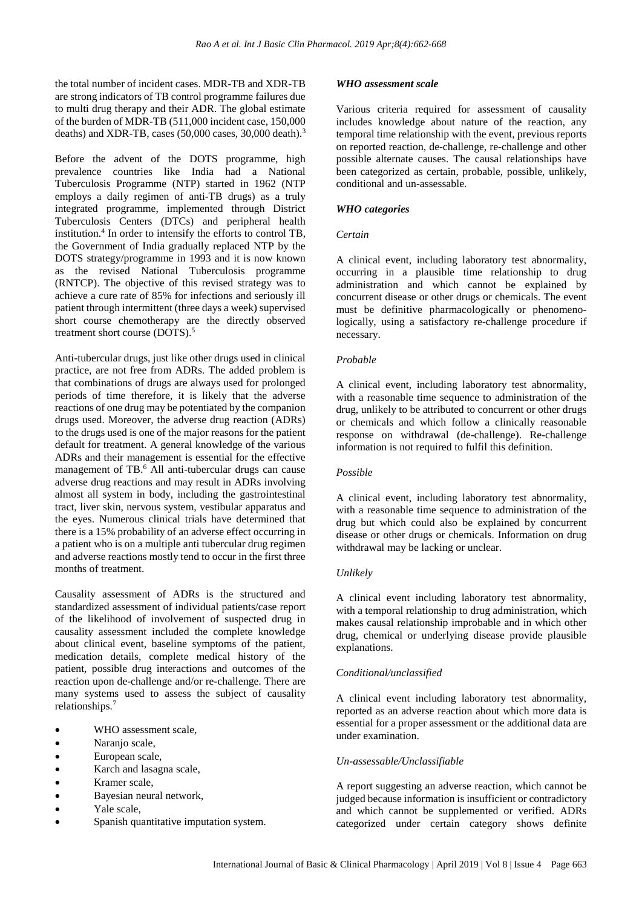the total number of incident cases. MDR-TB and XDR-TB are strong indicators of TB control programme failures due to multi drug therapy and their ADR. The global estimate of the burden of MDR-TB (511,000 incident case, 150,000 deaths) and XDR-TB, cases (50,000 cases, 30,000 death).[3]

Before the advent of the DOTS programme, high prevalence countries like India had a National Tuberculosis Programme (NTP) started in 1962 (NTP employs a daily regimen of anti-TB drugs) as a truly integrated programme, implemented through District Tuberculosis Centers (DTCs) and peripheral health institution.[4] In order to intensify the efforts to control TB, the Government of India gradually replaced NTP by the DOTS strategy/programme in 1993 and it is now known as the revised National Tuberculosis programme (RNTCP). The objective of this revised strategy was to achieve a cure rate of 85% for infections and seriously ill patient through intermittent (three days a week) supervised short course chemotherapy are the directly observed treatment short course (DOTS).[5]

Anti-tubercular drugs, just like other drugs used in clinical practice, are not free from ADRs. The added problem is that combinations of drugs are always used for prolonged periods of time therefore, it is likely that the adverse reactions of one drug may be potentiated by the companion drugs used. Moreover, the adverse drug reaction (ADRs) to the drugs used is one of the major reasons for the patient default for treatment. A general knowledge of the various ADRs and their management is essential for the effective management of TB.[6] All anti-tubercular drugs can cause adverse drug reactions and may result in ADRs involving almost all system in body, including the gastrointestinal tract, liver skin, nervous system, vestibular apparatus and the eyes. Numerous clinical trials have determined that there is a 15% probability of an adverse effect occurring in a patient who is on a multiple anti tubercular drug regimen and adverse reactions mostly tend to occur in the first three months of treatment.

Causality assessment of ADRs is the structured and standardized assessment of individual patients/case report of the likelihood of involvement of suspected drug in causality assessment included the complete knowledge about clinical event, baseline symptoms of the patient, medication details, complete medical history of the patient, possible drug interactions and outcomes of the reaction upon de-challenge and/or re-challenge. There are many systems used to assess the subject of causality relationships.[7]

- WHO assessment scale,
- Naranjo scale,
- European scale,
- Karch and lasagna scale,
- Kramer scale,
- Bayesian neural network,
- Yale scale,
- Spanish quantitative imputation system.

### *WHO assessment scale*

Various criteria required for assessment of causality includes knowledge about nature of the reaction, any temporal time relationship with the event, previous reports on reported reaction, de-challenge, re-challenge and other possible alternate causes. The causal relationships have been categorized as certain, probable, possible, unlikely, conditional and un-assessable.

### *WHO categories*

#### *Certain*

A clinical event, including laboratory test abnormality, occurring in a plausible time relationship to drug administration and which cannot be explained by concurrent disease or other drugs or chemicals. The event must be definitive pharmacologically or phenomenologically, using a satisfactory re-challenge procedure if necessary.

#### *Probable*

A clinical event, including laboratory test abnormality, with a reasonable time sequence to administration of the drug, unlikely to be attributed to concurrent or other drugs or chemicals and which follow a clinically reasonable response on withdrawal (de-challenge). Re-challenge information is not required to fulfil this definition.

#### *Possible*

A clinical event, including laboratory test abnormality, with a reasonable time sequence to administration of the drug but which could also be explained by concurrent disease or other drugs or chemicals. Information on drug withdrawal may be lacking or unclear.

#### *Unlikely*

A clinical event including laboratory test abnormality, with a temporal relationship to drug administration, which makes causal relationship improbable and in which other drug, chemical or underlying disease provide plausible explanations.

#### *Conditional/unclassified*

A clinical event including laboratory test abnormality, reported as an adverse reaction about which more data is essential for a proper assessment or the additional data are under examination.

#### *Un-assessable/Unclassifiable*

A report suggesting an adverse reaction, which cannot be judged because information is insufficient or contradictory and which cannot be supplemented or verified. ADRs categorized under certain category shows definite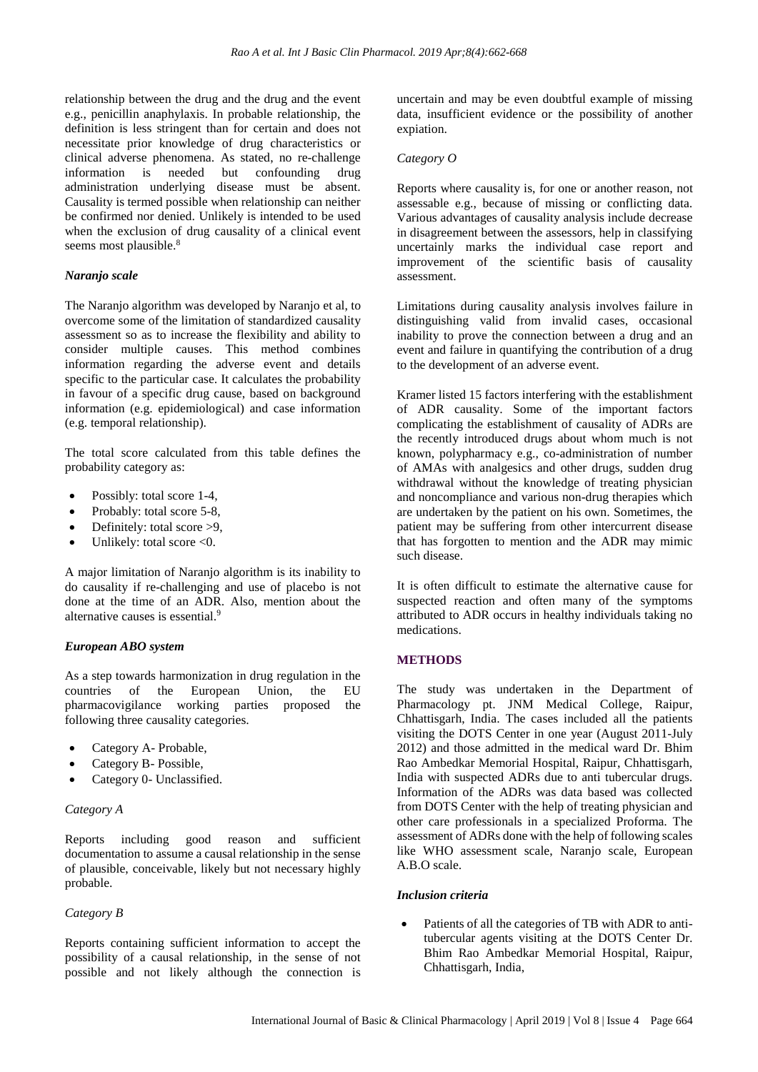relationship between the drug and the drug and the event e.g., penicillin anaphylaxis. In probable relationship, the definition is less stringent than for certain and does not necessitate prior knowledge of drug characteristics or clinical adverse phenomena. As stated, no re-challenge information is needed but confounding drug administration underlying disease must be absent. Causality is termed possible when relationship can neither be confirmed nor denied. Unlikely is intended to be used when the exclusion of drug causality of a clinical event seems most plausible.[8]

### *Naranjo scale*

The Naranjo algorithm was developed by Naranjo et al, to overcome some of the limitation of standardized causality assessment so as to increase the flexibility and ability to consider multiple causes. This method combines information regarding the adverse event and details specific to the particular case. It calculates the probability in favour of a specific drug cause, based on background information (e.g. epidemiological) and case information (e.g. temporal relationship).

The total score calculated from this table defines the probability category as:

- Possibly: total score 1-4,
- Probably: total score 5-8,
- Definitely: total score >9,
- Unlikely: total score <0.

A major limitation of Naranjo algorithm is its inability to do causality if re-challenging and use of placebo is not done at the time of an ADR. Also, mention about the alternative causes is essential.[9]

### *European ABO system*

As a step towards harmonization in drug regulation in the countries of the European Union, the EU pharmacovigilance working parties proposed the following three causality categories.

- Category A- Probable,
- Category B- Possible,
- Category 0- Unclassified.

#### *Category A*

Reports including good reason and sufficient documentation to assume a causal relationship in the sense of plausible, conceivable, likely but not necessary highly probable.

#### *Category B*

Reports containing sufficient information to accept the possibility of a causal relationship, in the sense of not possible and not likely although the connection is uncertain and may be even doubtful example of missing data, insufficient evidence or the possibility of another expiation.

#### *Category O*

Reports where causality is, for one or another reason, not assessable e.g., because of missing or conflicting data. Various advantages of causality analysis include decrease in disagreement between the assessors, help in classifying uncertainly marks the individual case report and improvement of the scientific basis of causality assessment.

Limitations during causality analysis involves failure in distinguishing valid from invalid cases, occasional inability to prove the connection between a drug and an event and failure in quantifying the contribution of a drug to the development of an adverse event.

Kramer listed 15 factors interfering with the establishment of ADR causality. Some of the important factors complicating the establishment of causality of ADRs are the recently introduced drugs about whom much is not known, polypharmacy e.g., co-administration of number of AMAs with analgesics and other drugs, sudden drug withdrawal without the knowledge of treating physician and noncompliance and various non-drug therapies which are undertaken by the patient on his own. Sometimes, the patient may be suffering from other intercurrent disease that has forgotten to mention and the ADR may mimic such disease.

It is often difficult to estimate the alternative cause for suspected reaction and often many of the symptoms attributed to ADR occurs in healthy individuals taking no medications.

## METHODS

The study was undertaken in the Department of Pharmacology pt. JNM Medical College, Raipur, Chhattisgarh, India. The cases included all the patients visiting the DOTS Center in one year (August 2011-July 2012) and those admitted in the medical ward Dr. Bhim Rao Ambedkar Memorial Hospital, Raipur, Chhattisgarh, India with suspected ADRs due to anti tubercular drugs. Information of the ADRs was data based was collected from DOTS Center with the help of treating physician and other care professionals in a specialized Proforma. The assessment of ADRs done with the help of following scales like WHO assessment scale, Naranjo scale, European A.B.O scale.

### *Inclusion criteria*

- Patients of all the categories of TB with ADR to anti-tubercular agents visiting at the DOTS Center Dr. Bhim Rao Ambedkar Memorial Hospital, Raipur, Chhattisgarh, India,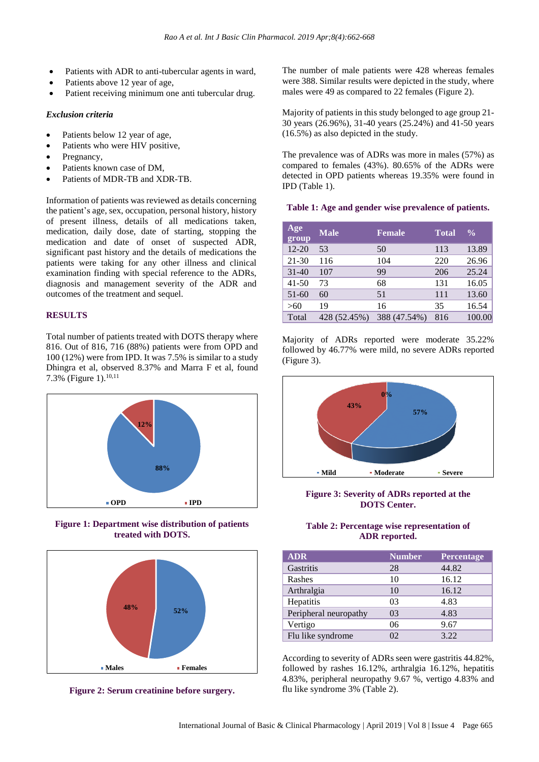- Patients with ADR to anti-tubercular agents in ward,
- Patients above 12 year of age,
- Patient receiving minimum one anti tubercular drug.

### *Exclusion criteria*

- Patients below 12 year of age,
- Patients who were HIV positive,
- Pregnancy,
- Patients known case of DM,
- Patients of MDR-TB and XDR-TB.

Information of patients was reviewed as details concerning the patient's age, sex, occupation, personal history, history of present illness, details of all medications taken, medication, daily dose, date of starting, stopping the medication and date of onset of suspected ADR, significant past history and the details of medications the patients were taking for any other illness and clinical examination finding with special reference to the ADRs, diagnosis and management severity of the ADR and outcomes of the treatment and sequel.

## RESULTS

Total number of patients treated with DOTS therapy where 816. Out of 816, 716 (88%) patients were from OPD and 100 (12%) were from IPD. It was 7.5% is similar to a study Dhingra et al, observed 8.37% and Marra F et al, found 7.3% (Figure 1).[10,11]

**Figure 1: Department wise distribution of patients treated with DOTS.**

**Figure 2: Serum creatinine before surgery.**

The number of male patients were 428 whereas females were 388. Similar results were depicted in the study, where males were 49 as compared to 22 females (Figure 2).

Majority of patients in this study belonged to age group 21-30 years (26.96%), 31-40 years (25.24%) and 41-50 years (16.5%) as also depicted in the study.

The prevalence was of ADRs was more in males (57%) as compared to females (43%). 80.65% of the ADRs were detected in OPD patients whereas 19.35% were found in IPD (Table 1).

**Table 1: Age and gender wise prevalence of patients.**

| Age group | Male | Female | Total | % |
|---|---|---|---|---|
| 12-20 | 53 | 50 | 113 | 13.89 |
| 21-30 | 116 | 104 | 220 | 26.96 |
| 31-40 | 107 | 99 | 206 | 25.24 |
| 41-50 | 73 | 68 | 131 | 16.05 |
| 51-60 | 60 | 51 | 111 | 13.60 |
| >60 | 19 | 16 | 35 | 16.54 |
| Total | 428 (52.45%) | 388 (47.54%) | 816 | 100.00 |

Majority of ADRs reported were moderate 35.22% followed by 46.77% were mild, no severe ADRs reported (Figure 3).

**Figure 3: Severity of ADRs reported at the DOTS Center.**

**Table 2: Percentage wise representation of ADR reported.**

| ADR | Number | Percentage |
|---|---|---|
| Gastritis | 28 | 44.82 |
| Rashes | 10 | 16.12 |
| Arthralgia | 10 | 16.12 |
| Hepatitis | 03 | 4.83 |
| Peripheral neuropathy | 03 | 4.83 |
| Vertigo | 06 | 9.67 |
| Flu like syndrome | 02 | 3.22 |

According to severity of ADRs seen were gastritis 44.82%, followed by rashes 16.12%, arthralgia 16.12%, hepatitis 4.83%, peripheral neuropathy 9.67 %, vertigo 4.83% and flu like syndrome 3% (Table 2).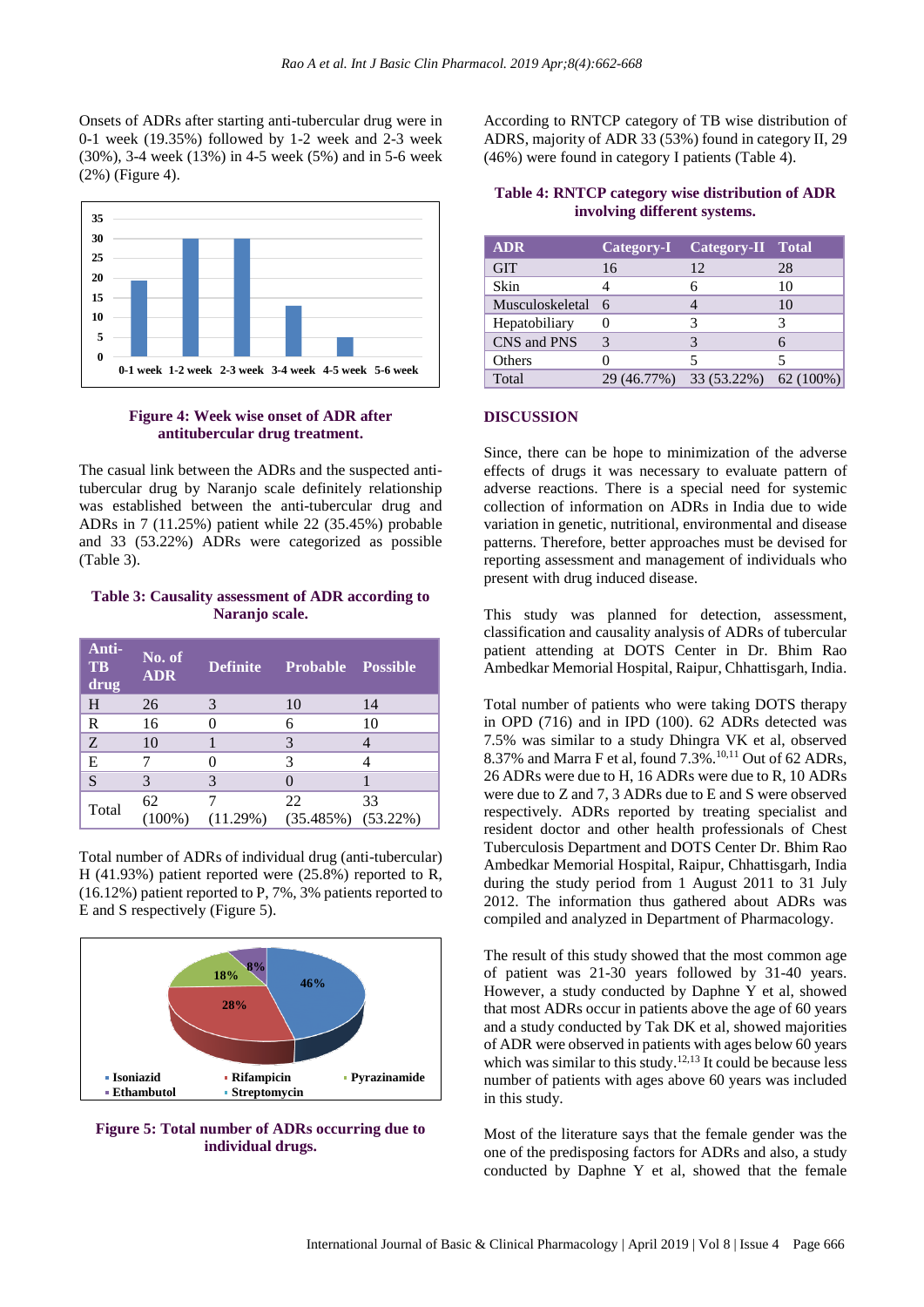Onsets of ADRs after starting anti-tubercular drug were in 0-1 week (19.35%) followed by 1-2 week and 2-3 week (30%), 3-4 week (13%) in 4-5 week (5%) and in 5-6 week (2%) (Figure 4).

**Figure 4: Week wise onset of ADR after antitubercular drug treatment.**

The casual link between the ADRs and the suspected anti-tubercular drug by Naranjo scale definitely relationship was established between the anti-tubercular drug and ADRs in 7 (11.25%) patient while 22 (35.45%) probable and 33 (53.22%) ADRs were categorized as possible (Table 3).

**Table 3: Causality assessment of ADR according to Naranjo scale.**

| Anti-TB drug | No. of ADR | Definite | Probable | Possible |
|---|---|---|---|---|
| H | 26 | 3 | 10 | 14 |
| R | 16 | 0 | 6 | 10 |
| Z | 10 | 1 | 3 | 4 |
| E | 7 | 0 | 3 | 4 |
| S | 3 | 3 | 0 | 1 |
| Total | 62 (100%) | 7 (11.29%) | 22 (35.485%) | 33 (53.22%) |

Total number of ADRs of individual drug (anti-tubercular) H (41.93%) patient reported were (25.8%) reported to R, (16.12%) patient reported to P, 7%, 3% patients reported to E and S respectively (Figure 5).

**Figure 5: Total number of ADRs occurring due to individual drugs.**

According to RNTCP category of TB wise distribution of ADRS, majority of ADR 33 (53%) found in category II, 29 (46%) were found in category I patients (Table 4).

**Table 4: RNTCP category wise distribution of ADR involving different systems.**

| ADR | Category-I | Category-II | Total |
|---|---|---|---|
| GIT | 16 | 12 | 28 |
| Skin | 4 | 6 | 10 |
| Musculoskeletal | 6 | 4 | 10 |
| Hepatobiliary | 0 | 3 | 3 |
| CNS and PNS | 3 | 3 | 6 |
| Others | 0 | 5 | 5 |
| Total | 29 (46.77%) | 33 (53.22%) | 62 (100%) |

## DISCUSSION

Since, there can be hope to minimization of the adverse effects of drugs it was necessary to evaluate pattern of adverse reactions. There is a special need for systemic collection of information on ADRs in India due to wide variation in genetic, nutritional, environmental and disease patterns. Therefore, better approaches must be devised for reporting assessment and management of individuals who present with drug induced disease.

This study was planned for detection, assessment, classification and causality analysis of ADRs of tubercular patient attending at DOTS Center in Dr. Bhim Rao Ambedkar Memorial Hospital, Raipur, Chhattisgarh, India.

Total number of patients who were taking DOTS therapy in OPD (716) and in IPD (100). 62 ADRs detected was 7.5% was similar to a study Dhingra VK et al, observed 8.37% and Marra F et al, found 7.3%.[10,11] Out of 62 ADRs, 26 ADRs were due to H, 16 ADRs were due to R, 10 ADRs were due to Z and 7, 3 ADRs due to E and S were observed respectively. ADRs reported by treating specialist and resident doctor and other health professionals of Chest Tuberculosis Department and DOTS Center Dr. Bhim Rao Ambedkar Memorial Hospital, Raipur, Chhattisgarh, India during the study period from 1 August 2011 to 31 July 2012. The information thus gathered about ADRs was compiled and analyzed in Department of Pharmacology.

The result of this study showed that the most common age of patient was 21-30 years followed by 31-40 years. However, a study conducted by Daphne Y et al, showed that most ADRs occur in patients above the age of 60 years and a study conducted by Tak DK et al, showed majorities of ADR were observed in patients with ages below 60 years which was similar to this study.[12,13] It could be because less number of patients with ages above 60 years was included in this study.

Most of the literature says that the female gender was the one of the predisposing factors for ADRs and also, a study conducted by Daphne Y et al, showed that the female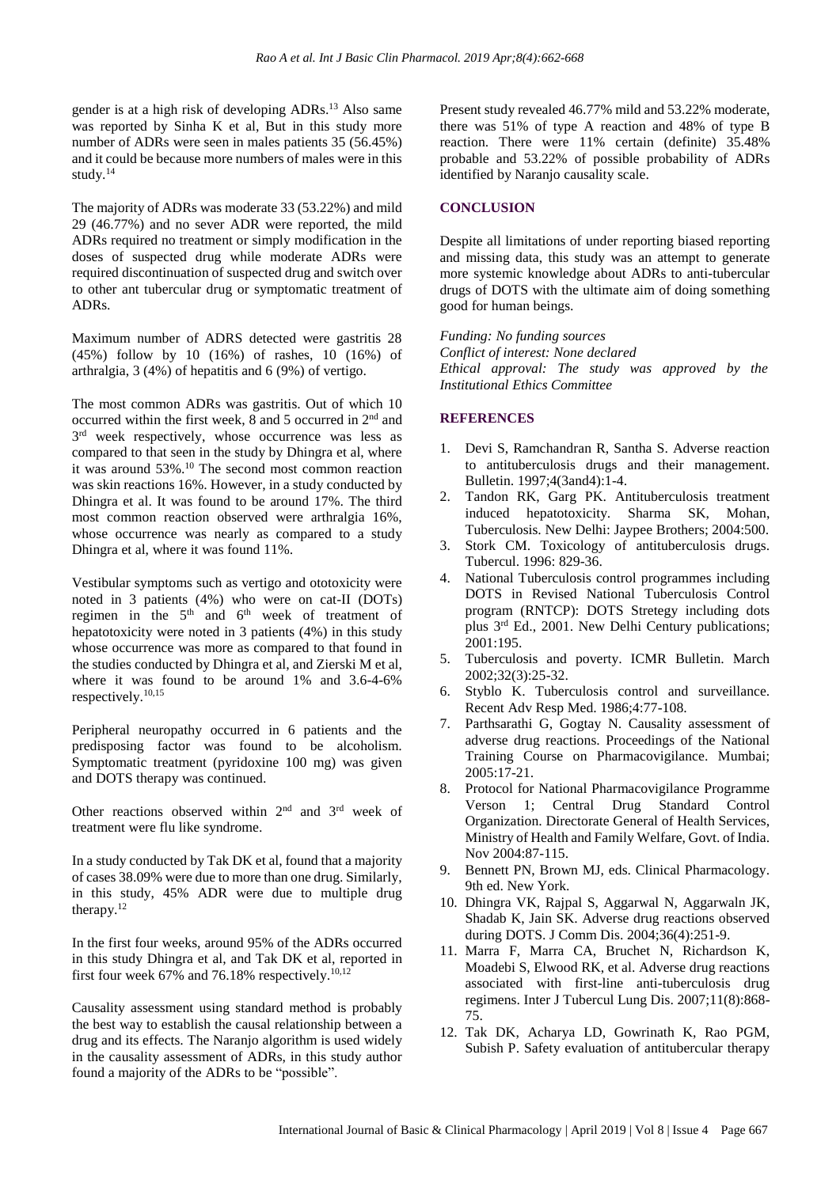gender is at a high risk of developing ADRs.[13] Also same was reported by Sinha K et al, But in this study more number of ADRs were seen in males patients 35 (56.45%) and it could be because more numbers of males were in this study.[14]

The majority of ADRs was moderate 33 (53.22%) and mild 29 (46.77%) and no sever ADR were reported, the mild ADRs required no treatment or simply modification in the doses of suspected drug while moderate ADRs were required discontinuation of suspected drug and switch over to other ant tubercular drug or symptomatic treatment of ADRs.

Maximum number of ADRS detected were gastritis 28 (45%) follow by 10 (16%) of rashes, 10 (16%) of arthralgia, 3 (4%) of hepatitis and 6 (9%) of vertigo.

The most common ADRs was gastritis. Out of which 10 occurred within the first week, 8 and 5 occurred in 2nd and 3rd week respectively, whose occurrence was less as compared to that seen in the study by Dhingra et al, where it was around 53%.[10] The second most common reaction was skin reactions 16%. However, in a study conducted by Dhingra et al. It was found to be around 17%. The third most common reaction observed were arthralgia 16%, whose occurrence was nearly as compared to a study Dhingra et al, where it was found 11%.

Vestibular symptoms such as vertigo and ototoxicity were noted in 3 patients (4%) who were on cat-II (DOTs) regimen in the 5th and 6th week of treatment of hepatotoxicity were noted in 3 patients (4%) in this study whose occurrence was more as compared to that found in the studies conducted by Dhingra et al, and Zierski M et al, where it was found to be around 1% and 3.6-4-6% respectively.[10,15]

Peripheral neuropathy occurred in 6 patients and the predisposing factor was found to be alcoholism. Symptomatic treatment (pyridoxine 100 mg) was given and DOTS therapy was continued.

Other reactions observed within 2nd and 3rd week of treatment were flu like syndrome.

In a study conducted by Tak DK et al, found that a majority of cases 38.09% were due to more than one drug. Similarly, in this study, 45% ADR were due to multiple drug therapy.[12]

In the first four weeks, around 95% of the ADRs occurred in this study Dhingra et al, and Tak DK et al, reported in first four week 67% and 76.18% respectively.[10,12]

Causality assessment using standard method is probably the best way to establish the causal relationship between a drug and its effects. The Naranjo algorithm is used widely in the causality assessment of ADRs, in this study author found a majority of the ADRs to be "possible".

Present study revealed 46.77% mild and 53.22% moderate, there was 51% of type A reaction and 48% of type B reaction. There were 11% certain (definite) 35.48% probable and 53.22% of possible probability of ADRs identified by Naranjo causality scale.

## CONCLUSION

Despite all limitations of under reporting biased reporting and missing data, this study was an attempt to generate more systemic knowledge about ADRs to anti-tubercular drugs of DOTS with the ultimate aim of doing something good for human beings.

*Funding: No funding sources*
*Conflict of interest: None declared*
*Ethical approval: The study was approved by the Institutional Ethics Committee*

## REFERENCES

1. Devi S, Ramchandran R, Santha S. Adverse reaction to antituberculosis drugs and their management. Bulletin. 1997;4(3and4):1-4.
2. Tandon RK, Garg PK. Antituberculosis treatment induced hepatotoxicity. Sharma SK, Mohan, Tuberculosis. New Delhi: Jaypee Brothers; 2004:500.
3. Stork CM. Toxicology of antituberculosis drugs. Tubercul. 1996: 829-36.
4. National Tuberculosis control programmes including DOTS in Revised National Tuberculosis Control program (RNTCP): DOTS Stretegy including dots plus 3rd Ed., 2001. New Delhi Century publications; 2001:195.
5. Tuberculosis and poverty. ICMR Bulletin. March 2002;32(3):25-32.
6. Styblo K. Tuberculosis control and surveillance. Recent Adv Resp Med. 1986;4:77-108.
7. Parthsarathi G, Gogtay N. Causality assessment of adverse drug reactions. Proceedings of the National Training Course on Pharmacovigilance. Mumbai; 2005:17-21.
8. Protocol for National Pharmacovigilance Programme Verson 1; Central Drug Standard Control Organization. Directorate General of Health Services, Ministry of Health and Family Welfare, Govt. of India. Nov 2004:87-115.
9. Bennett PN, Brown MJ, eds. Clinical Pharmacology. 9th ed. New York.
10. Dhingra VK, Rajpal S, Aggarwal N, Aggarwaln JK, Shadab K, Jain SK. Adverse drug reactions observed during DOTS. J Comm Dis. 2004;36(4):251-9.
11. Marra F, Marra CA, Bruchet N, Richardson K, Moadebi S, Elwood RK, et al. Adverse drug reactions associated with first-line anti-tuberculosis drug regimens. Inter J Tubercul Lung Dis. 2007;11(8):868-75.
12. Tak DK, Acharya LD, Gowrinath K, Rao PGM, Subish P. Safety evaluation of antitubercular therapy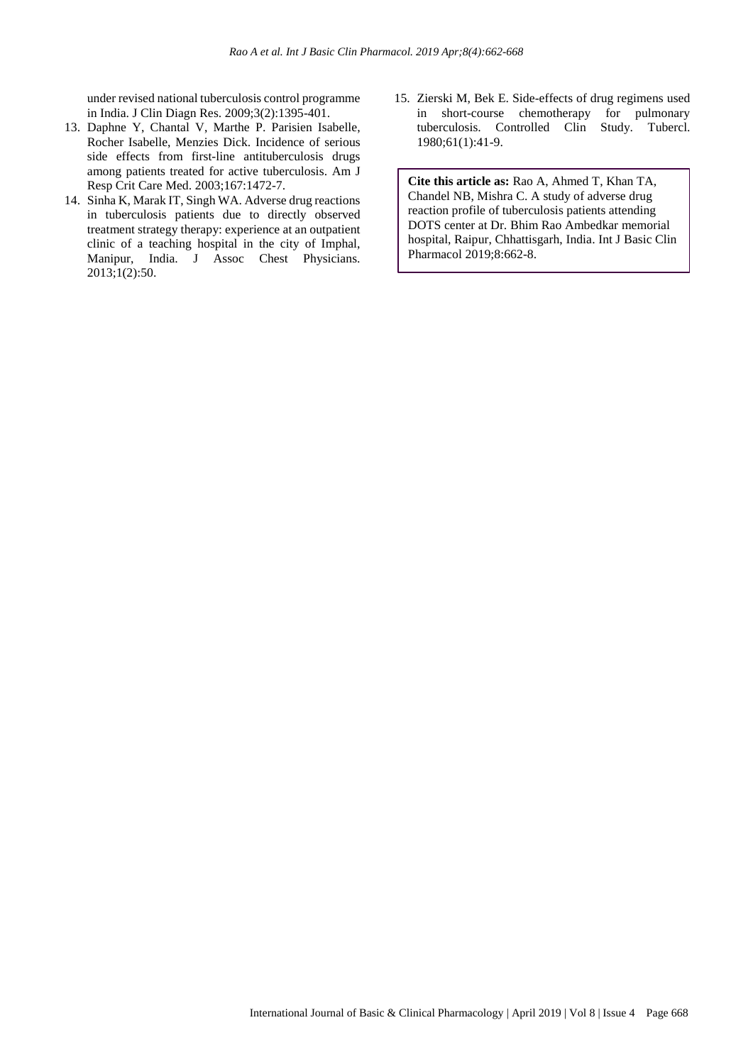under revised national tuberculosis control programme in India. J Clin Diagn Res. 2009;3(2):1395-401.

13. Daphne Y, Chantal V, Marthe P. Parisien Isabelle, Rocher Isabelle, Menzies Dick. Incidence of serious side effects from first-line antituberculosis drugs among patients treated for active tuberculosis. Am J Resp Crit Care Med. 2003;167:1472-7.
14. Sinha K, Marak IT, Singh WA. Adverse drug reactions in tuberculosis patients due to directly observed treatment strategy therapy: experience at an outpatient clinic of a teaching hospital in the city of Imphal, Manipur, India. J Assoc Chest Physicians. 2013;1(2):50.
15. Zierski M, Bek E. Side-effects of drug regimens used in short-course chemotherapy for pulmonary tuberculosis. Controlled Clin Study. Tubercl. 1980;61(1):41-9.

**Cite this article as:** Rao A, Ahmed T, Khan TA, Chandel NB, Mishra C. A study of adverse drug reaction profile of tuberculosis patients attending DOTS center at Dr. Bhim Rao Ambedkar memorial hospital, Raipur, Chhattisgarh, India. Int J Basic Clin Pharmacol 2019;8:662-8.